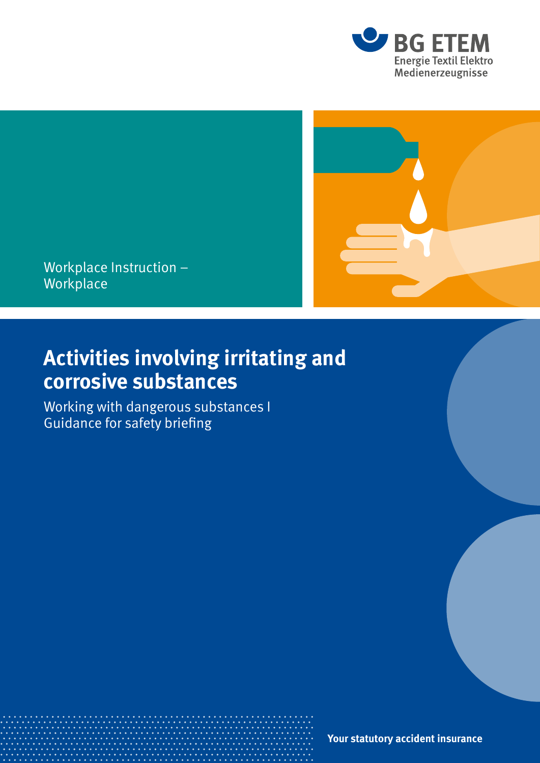BG ETEM
Energie Textil Elektro
Medienerzeugnisse

Workplace Instruction –
Workplace

# Activities involving irritating and corrosive substances

Working with dangerous substances I
Guidance for safety briefing

**Your statutory accident insurance**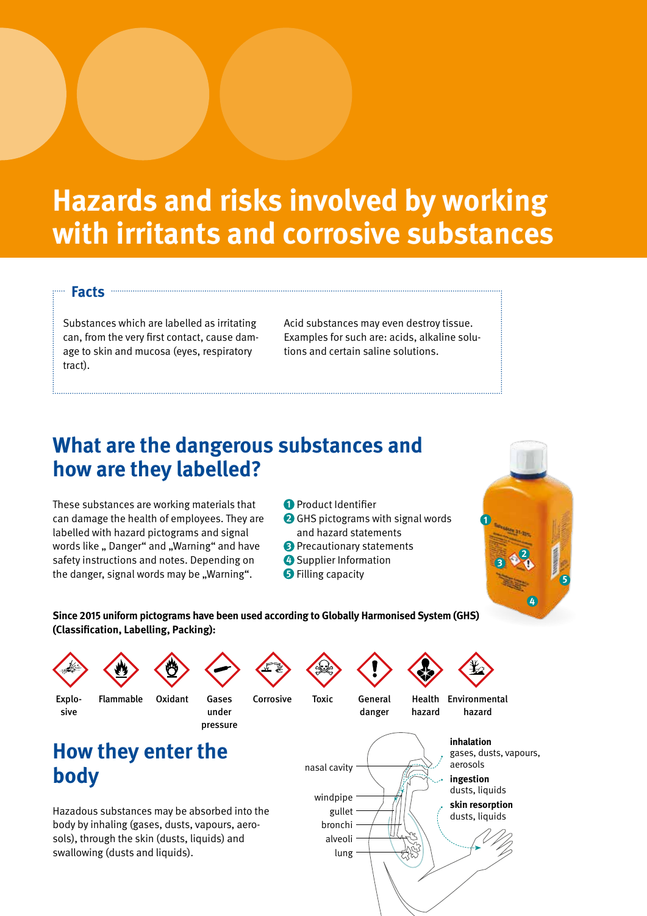# Hazards and risks involved by working with irritants and corrosive substances

### Facts

Substances which are labelled as irritating can, from the very first contact, cause damage to skin and mucosa (eyes, respiratory tract).

Acid substances may even destroy tissue. Examples for such are: acids, alkaline solutions and certain saline solutions.

## What are the dangerous substances and how are they labelled?

These substances are working materials that can damage the health of employees. They are labelled with hazard pictograms and signal words like „ Danger" and „Warning" and have safety instructions and notes. Depending on the danger, signal words may be „Warning".

1. Product Identifier
2. GHS pictograms with signal words and hazard statements
3. Precautionary statements
4. Supplier Information
5. Filling capacity

**Since 2015 uniform pictograms have been used according to Globally Harmonised System (GHS) (Classification, Labelling, Packing):**

Explosive · Flammable · Oxidant · Gases under pressure · Corrosive · Toxic · General danger · Health hazard · Environmental hazard

## How they enter the body

Hazadous substances may be absorbed into the body by inhaling (gases, dusts, vapours, aerosols), through the skin (dusts, liquids) and swallowing (dusts and liquids).

nasal cavity, windpipe, gullet, bronchi, alveoli, lung

**inhalation**
gases, dusts, vapours, aerosols

**ingestion**
dusts, liquids

**skin resorption**
dusts, liquids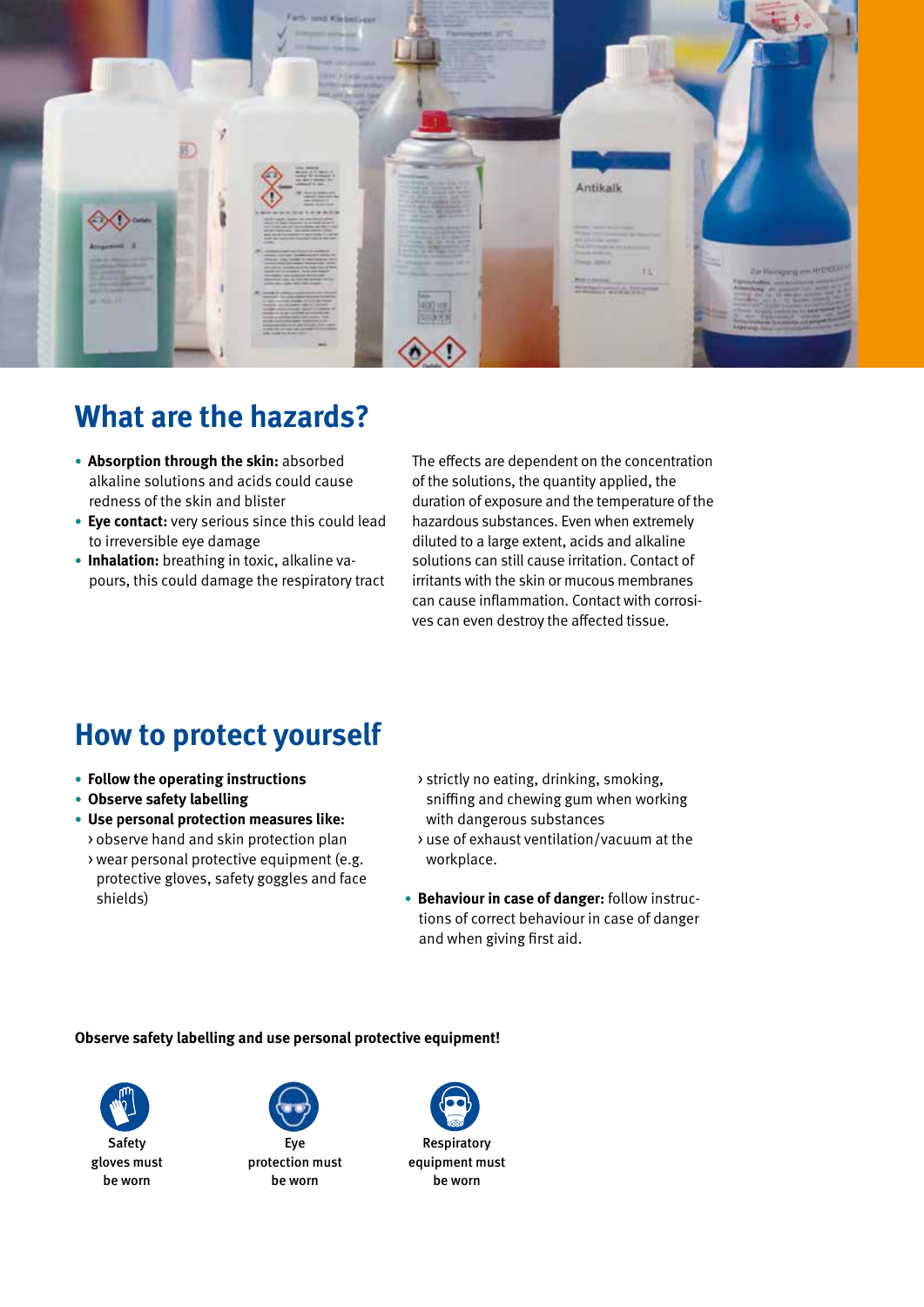## What are the hazards?

- **Absorption through the skin:** absorbed alkaline solutions and acids could cause redness of the skin and blister
- **Eye contact:** very serious since this could lead to irreversible eye damage
- **Inhalation:** breathing in toxic, alkaline vapours, this could damage the respiratory tract

The effects are dependent on the concentration of the solutions, the quantity applied, the duration of exposure and the temperature of the hazardous substances. Even when extremely diluted to a large extent, acids and alkaline solutions can still cause irritation. Contact of irritants with the skin or mucous membranes can cause inflammation. Contact with corrosives can even destroy the affected tissue.

## How to protect yourself

- **Follow the operating instructions**
- **Observe safety labelling**
- **Use personal protection measures like:**
  - › observe hand and skin protection plan
  - › wear personal protective equipment (e.g. protective gloves, safety goggles and face shields)
  - › strictly no eating, drinking, smoking, sniffing and chewing gum when working with dangerous substances
  - › use of exhaust ventilation/vacuum at the workplace.
- **Behaviour in case of danger:** follow instructions of correct behaviour in case of danger and when giving first aid.

**Observe safety labelling and use personal protective equipment!**

Safety gloves must be worn

Eye protection must be worn

Respiratory equipment must be worn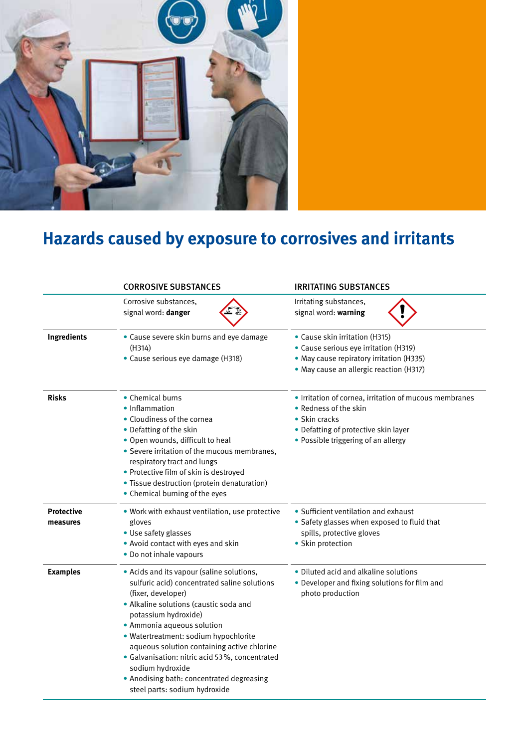# Hazards caused by exposure to corrosives and irritants

| | CORROSIVE SUBSTANCES | IRRITATING SUBSTANCES |
|---|---|---|
| | Corrosive substances, signal word: **danger** | Irritating substances, signal word: **warning** |
| **Ingredients** | • Cause severe skin burns and eye damage (H314)<br>• Cause serious eye damage (H318) | • Cause skin irritation (H315)<br>• Cause serious eye irritation (H319)<br>• May cause repiratory irritation (H335)<br>• May cause an allergic reaction (H317) |
| **Risks** | • Chemical burns<br>• Inflammation<br>• Cloudiness of the cornea<br>• Defatting of the skin<br>• Open wounds, difficult to heal<br>• Severe irritation of the mucous membranes, respiratory tract and lungs<br>• Protective film of skin is destroyed<br>• Tissue destruction (protein denaturation)<br>• Chemical burning of the eyes | • Irritation of cornea, irritation of mucous membranes<br>• Redness of the skin<br>• Skin cracks<br>• Defatting of protective skin layer<br>• Possible triggering of an allergy |
| **Protective measures** | • Work with exhaust ventilation, use protective gloves<br>• Use safety glasses<br>• Avoid contact with eyes and skin<br>• Do not inhale vapours | • Sufficient ventilation and exhaust<br>• Safety glasses when exposed to fluid that spills, protective gloves<br>• Skin protection |
| **Examples** | • Acids and its vapour (saline solutions, sulfuric acid) concentrated saline solutions (fixer, developer)<br>• Alkaline solutions (caustic soda and potassium hydroxide)<br>• Ammonia aqueous solution<br>• Watertreatment: sodium hypochlorite aqueous solution containing active chlorine<br>• Galvanisation: nitric acid 53 %, concentrated sodium hydroxide<br>• Anodising bath: concentrated degreasing steel parts: sodium hydroxide | • Diluted acid and alkaline solutions<br>• Developer and fixing solutions for film and photo production |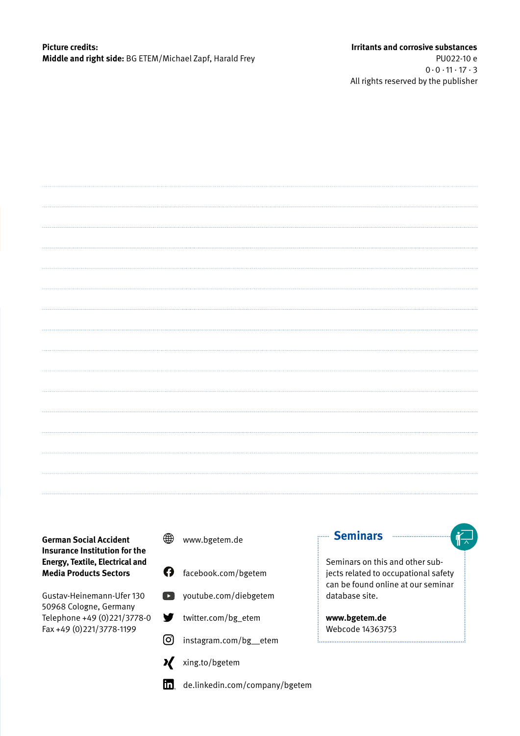**Picture credits:**
**Middle and right side:** BG ETEM/Michael Zapf, Harald Frey

**Irritants and corrosive substances**
PU022-10 e
0 · 0 · 11 · 17 · 3
All rights reserved by the publisher

**German Social Accident Insurance Institution for the Energy, Textile, Electrical and Media Products Sectors**

Gustav-Heinemann-Ufer 130
50968 Cologne, Germany
Telephone +49 (0)221/3778-0
Fax +49 (0)221/3778-1199

www.bgetem.de

facebook.com/bgetem

youtube.com/diebgetem

twitter.com/bg_etem

instagram.com/bg__etem

xing.to/bgetem

de.linkedin.com/company/bgetem

## Seminars

Seminars on this and other subjects related to occupational safety can be found online at our seminar database site.

**www.bgetem.de**
Webcode 14363753